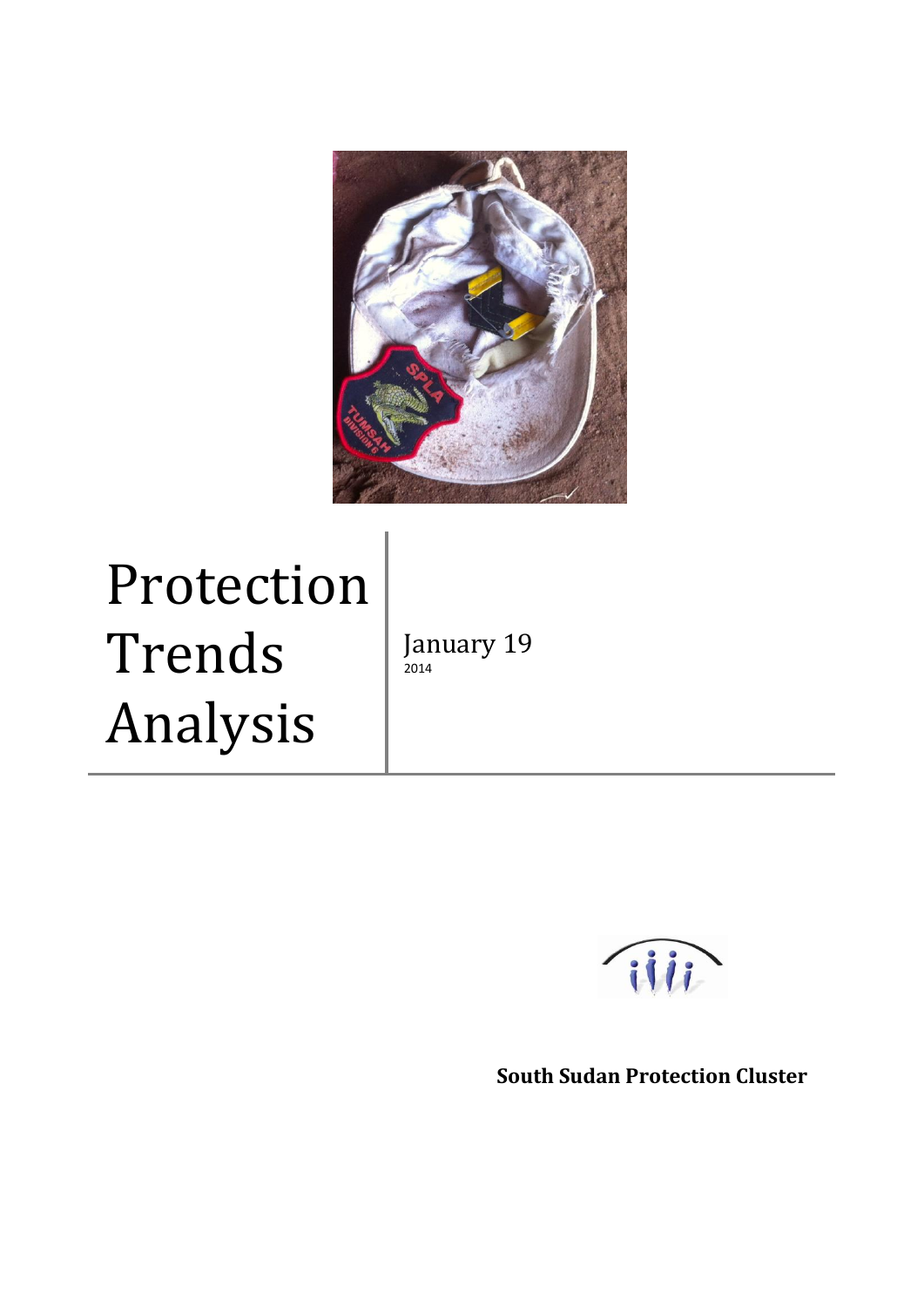# Protection Trends Analysis

January 19

2014

**South Sudan Protection Cluster**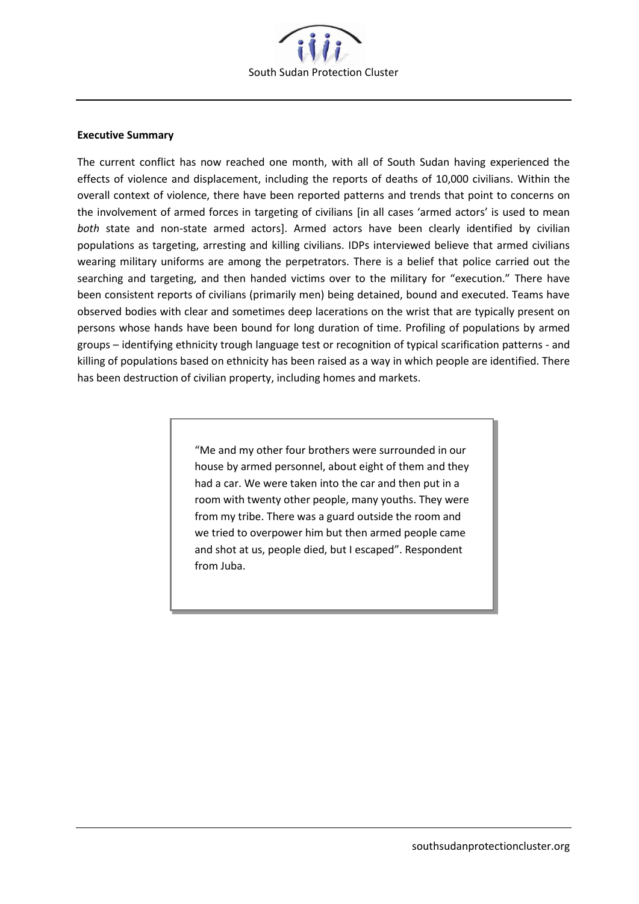**Executive Summary**

The current conflict has now reached one month, with all of South Sudan having experienced the effects of violence and displacement, including the reports of deaths of 10,000 civilians. Within the overall context of violence, there have been reported patterns and trends that point to concerns on the involvement of armed forces in targeting of civilians [in all cases 'armed actors' is used to mean *both* state and non-state armed actors]. Armed actors have been clearly identified by civilian populations as targeting, arresting and killing civilians. IDPs interviewed believe that armed civilians wearing military uniforms are among the perpetrators. There is a belief that police carried out the searching and targeting, and then handed victims over to the military for "execution." There have been consistent reports of civilians (primarily men) being detained, bound and executed. Teams have observed bodies with clear and sometimes deep lacerations on the wrist that are typically present on persons whose hands have been bound for long duration of time. Profiling of populations by armed groups – identifying ethnicity trough language test or recognition of typical scarification patterns - and killing of populations based on ethnicity has been raised as a way in which people are identified. There has been destruction of civilian property, including homes and markets.

> "Me and my other four brothers were surrounded in our house by armed personnel, about eight of them and they had a car. We were taken into the car and then put in a room with twenty other people, many youths. They were from my tribe. There was a guard outside the room and we tried to overpower him but then armed people came and shot at us, people died, but I escaped". Respondent from Juba.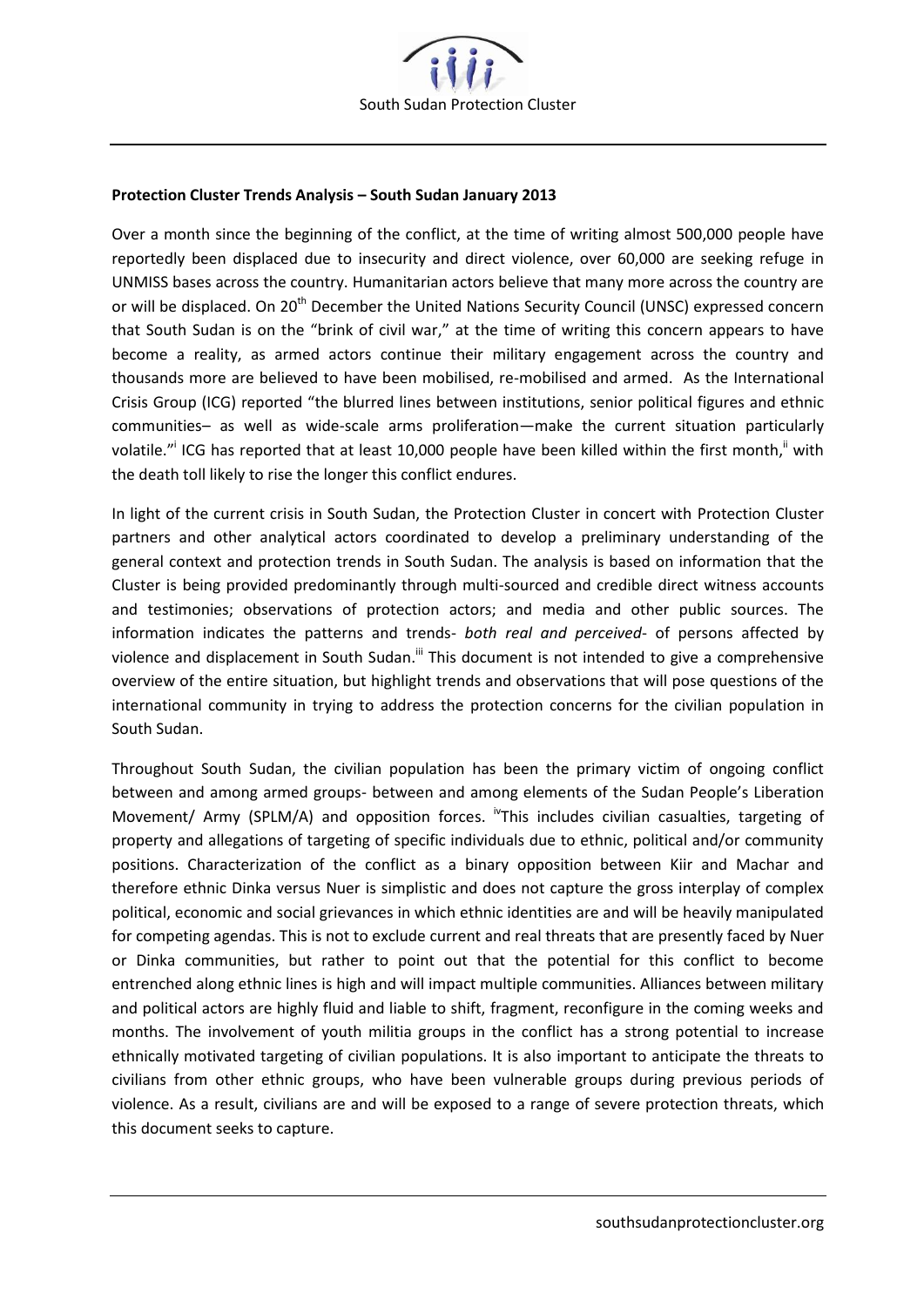**Protection Cluster Trends Analysis – South Sudan January 2013**

Over a month since the beginning of the conflict, at the time of writing almost 500,000 people have reportedly been displaced due to insecurity and direct violence, over 60,000 are seeking refuge in UNMISS bases across the country. Humanitarian actors believe that many more across the country are or will be displaced. On 20th December the United Nations Security Council (UNSC) expressed concern that South Sudan is on the "brink of civil war," at the time of writing this concern appears to have become a reality, as armed actors continue their military engagement across the country and thousands more are believed to have been mobilised, re-mobilised and armed. As the International Crisis Group (ICG) reported "the blurred lines between institutions, senior political figures and ethnic communities– as well as wide-scale arms proliferation—make the current situation particularly volatile."[i] ICG has reported that at least 10,000 people have been killed within the first month,[ii] with the death toll likely to rise the longer this conflict endures.

In light of the current crisis in South Sudan, the Protection Cluster in concert with Protection Cluster partners and other analytical actors coordinated to develop a preliminary understanding of the general context and protection trends in South Sudan. The analysis is based on information that the Cluster is being provided predominantly through multi-sourced and credible direct witness accounts and testimonies; observations of protection actors; and media and other public sources. The information indicates the patterns and trends- *both real and perceived*- of persons affected by violence and displacement in South Sudan.[iii] This document is not intended to give a comprehensive overview of the entire situation, but highlight trends and observations that will pose questions of the international community in trying to address the protection concerns for the civilian population in South Sudan.

Throughout South Sudan, the civilian population has been the primary victim of ongoing conflict between and among armed groups- between and among elements of the Sudan People's Liberation Movement/ Army (SPLM/A) and opposition forces. [iv]This includes civilian casualties, targeting of property and allegations of targeting of specific individuals due to ethnic, political and/or community positions. Characterization of the conflict as a binary opposition between Kiir and Machar and therefore ethnic Dinka versus Nuer is simplistic and does not capture the gross interplay of complex political, economic and social grievances in which ethnic identities are and will be heavily manipulated for competing agendas. This is not to exclude current and real threats that are presently faced by Nuer or Dinka communities, but rather to point out that the potential for this conflict to become entrenched along ethnic lines is high and will impact multiple communities. Alliances between military and political actors are highly fluid and liable to shift, fragment, reconfigure in the coming weeks and months. The involvement of youth militia groups in the conflict has a strong potential to increase ethnically motivated targeting of civilian populations. It is also important to anticipate the threats to civilians from other ethnic groups, who have been vulnerable groups during previous periods of violence. As a result, civilians are and will be exposed to a range of severe protection threats, which this document seeks to capture.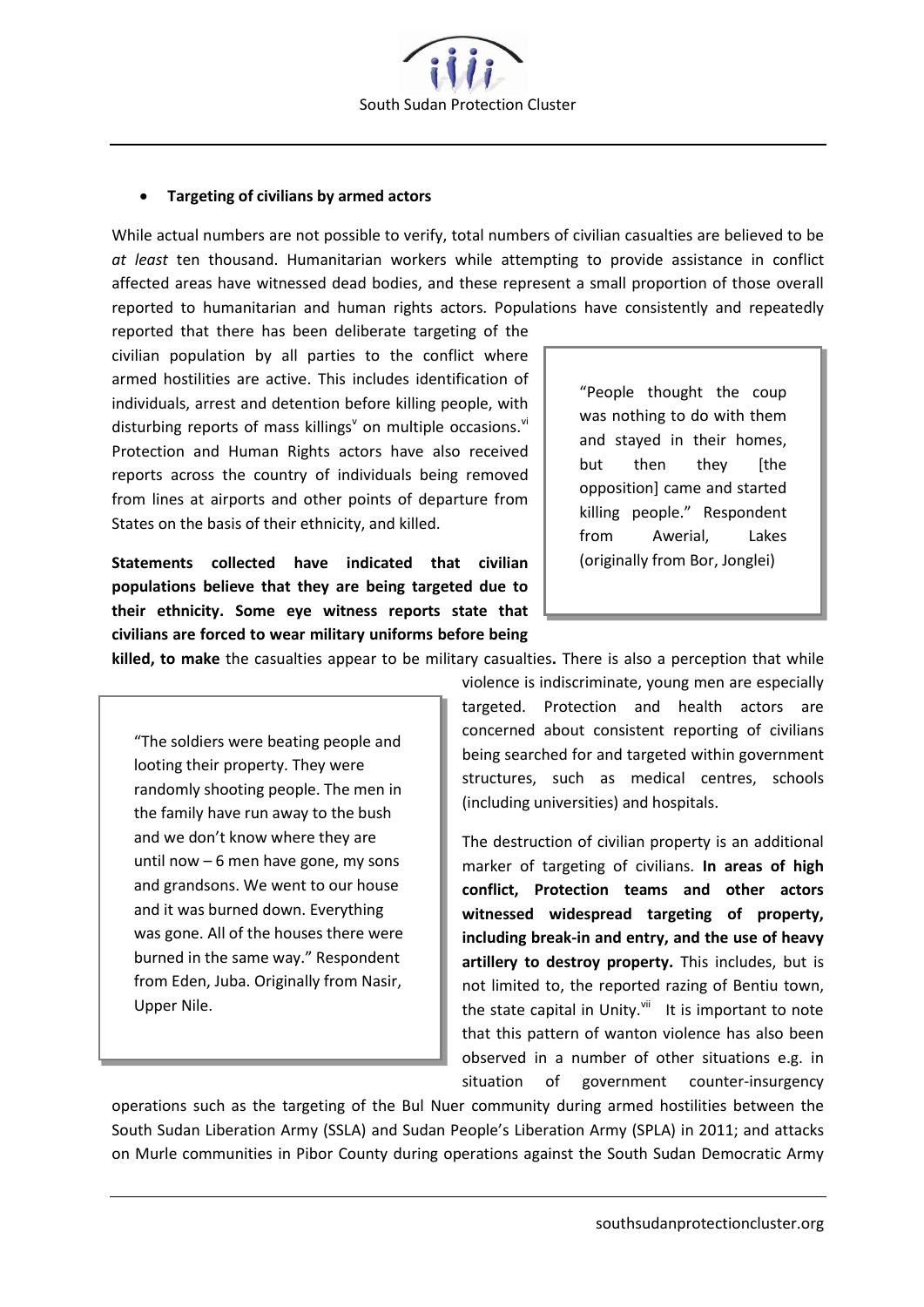- **Targeting of civilians by armed actors**

While actual numbers are not possible to verify, total numbers of civilian casualties are believed to be *at least* ten thousand. Humanitarian workers while attempting to provide assistance in conflict affected areas have witnessed dead bodies, and these represent a small proportion of those overall reported to humanitarian and human rights actors. Populations have consistently and repeatedly reported that there has been deliberate targeting of the civilian population by all parties to the conflict where armed hostilities are active. This includes identification of individuals, arrest and detention before killing people, with disturbing reports of mass killings[v] on multiple occasions.[vi] Protection and Human Rights actors have also received reports across the country of individuals being removed from lines at airports and other points of departure from States on the basis of their ethnicity, and killed.

> "People thought the coup was nothing to do with them and stayed in their homes, but then they [the opposition] came and started killing people." Respondent from Awerial, Lakes (originally from Bor, Jonglei)

**Statements collected have indicated that civilian populations believe that they are being targeted due to their ethnicity. Some eye witness reports state that civilians are forced to wear military uniforms before being killed, to make** the casualties appear to be military casualties**.** There is also a perception that while violence is indiscriminate, young men are especially targeted. Protection and health actors are concerned about consistent reporting of civilians being searched for and targeted within government structures, such as medical centres, schools (including universities) and hospitals.

> "The soldiers were beating people and looting their property. They were randomly shooting people. The men in the family have run away to the bush and we don't know where they are until now – 6 men have gone, my sons and grandsons. We went to our house and it was burned down. Everything was gone. All of the houses there were burned in the same way." Respondent from Eden, Juba. Originally from Nasir, Upper Nile.

The destruction of civilian property is an additional marker of targeting of civilians. **In areas of high conflict, Protection teams and other actors witnessed widespread targeting of property, including break-in and entry, and the use of heavy artillery to destroy property.** This includes, but is not limited to, the reported razing of Bentiu town, the state capital in Unity.[vii] It is important to note that this pattern of wanton violence has also been observed in a number of other situations e.g. in situation of government counter-insurgency operations such as the targeting of the Bul Nuer community during armed hostilities between the South Sudan Liberation Army (SSLA) and Sudan People's Liberation Army (SPLA) in 2011; and attacks on Murle communities in Pibor County during operations against the South Sudan Democratic Army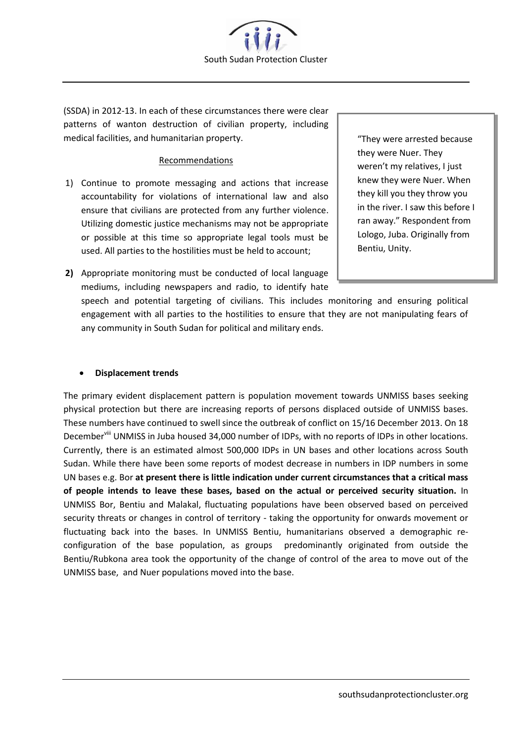(SSDA) in 2012-13. In each of these circumstances there were clear patterns of wanton destruction of civilian property, including medical facilities, and humanitarian property.

> "They were arrested because they were Nuer. They weren't my relatives, I just knew they were Nuer. When they kill you they throw you in the river. I saw this before I ran away." Respondent from Lologo, Juba. Originally from Bentiu, Unity.

<u>Recommendations</u>

1) Continue to promote messaging and actions that increase accountability for violations of international law and also ensure that civilians are protected from any further violence. Utilizing domestic justice mechanisms may not be appropriate or possible at this time so appropriate legal tools must be used. All parties to the hostilities must be held to account;
2) Appropriate monitoring must be conducted of local language mediums, including newspapers and radio, to identify hate speech and potential targeting of civilians. This includes monitoring and ensuring political engagement with all parties to the hostilities to ensure that they are not manipulating fears of any community in South Sudan for political and military ends.

- **Displacement trends**

The primary evident displacement pattern is population movement towards UNMISS bases seeking physical protection but there are increasing reports of persons displaced outside of UNMISS bases. These numbers have continued to swell since the outbreak of conflict on 15/16 December 2013. On 18 December[viii] UNMISS in Juba housed 34,000 number of IDPs, with no reports of IDPs in other locations. Currently, there is an estimated almost 500,000 IDPs in UN bases and other locations across South Sudan. While there have been some reports of modest decrease in numbers in IDP numbers in some UN bases e.g. Bor **at present there is little indication under current circumstances that a critical mass of people intends to leave these bases, based on the actual or perceived security situation.** In UNMISS Bor, Bentiu and Malakal, fluctuating populations have been observed based on perceived security threats or changes in control of territory - taking the opportunity for onwards movement or fluctuating back into the bases. In UNMISS Bentiu, humanitarians observed a demographic re-configuration of the base population, as groups predominantly originated from outside the Bentiu/Rubkona area took the opportunity of the change of control of the area to move out of the UNMISS base, and Nuer populations moved into the base.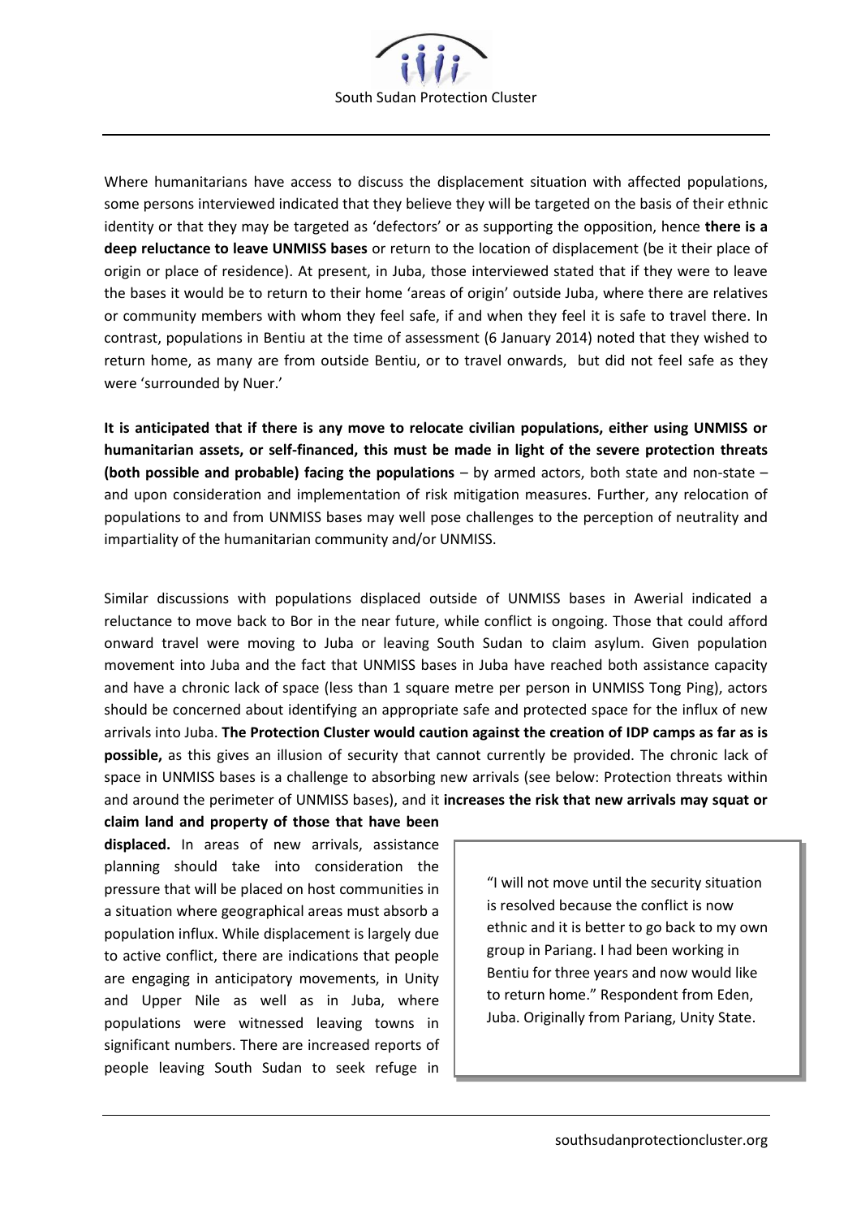Where humanitarians have access to discuss the displacement situation with affected populations, some persons interviewed indicated that they believe they will be targeted on the basis of their ethnic identity or that they may be targeted as 'defectors' or as supporting the opposition, hence **there is a deep reluctance to leave UNMISS bases** or return to the location of displacement (be it their place of origin or place of residence). At present, in Juba, those interviewed stated that if they were to leave the bases it would be to return to their home 'areas of origin' outside Juba, where there are relatives or community members with whom they feel safe, if and when they feel it is safe to travel there. In contrast, populations in Bentiu at the time of assessment (6 January 2014) noted that they wished to return home, as many are from outside Bentiu, or to travel onwards, but did not feel safe as they were 'surrounded by Nuer.'

**It is anticipated that if there is any move to relocate civilian populations, either using UNMISS or humanitarian assets, or self-financed, this must be made in light of the severe protection threats (both possible and probable) facing the populations** – by armed actors, both state and non-state – and upon consideration and implementation of risk mitigation measures. Further, any relocation of populations to and from UNMISS bases may well pose challenges to the perception of neutrality and impartiality of the humanitarian community and/or UNMISS.

Similar discussions with populations displaced outside of UNMISS bases in Awerial indicated a reluctance to move back to Bor in the near future, while conflict is ongoing. Those that could afford onward travel were moving to Juba or leaving South Sudan to claim asylum. Given population movement into Juba and the fact that UNMISS bases in Juba have reached both assistance capacity and have a chronic lack of space (less than 1 square metre per person in UNMISS Tong Ping), actors should be concerned about identifying an appropriate safe and protected space for the influx of new arrivals into Juba. **The Protection Cluster would caution against the creation of IDP camps as far as is possible,** as this gives an illusion of security that cannot currently be provided. The chronic lack of space in UNMISS bases is a challenge to absorbing new arrivals (see below: Protection threats within and around the perimeter of UNMISS bases), and it **increases the risk that new arrivals may squat or claim land and property of those that have been displaced.** In areas of new arrivals, assistance planning should take into consideration the pressure that will be placed on host communities in a situation where geographical areas must absorb a population influx. While displacement is largely due to active conflict, there are indications that people are engaging in anticipatory movements, in Unity and Upper Nile as well as in Juba, where populations were witnessed leaving towns in significant numbers. There are increased reports of people leaving South Sudan to seek refuge in

> "I will not move until the security situation is resolved because the conflict is now ethnic and it is better to go back to my own group in Pariang. I had been working in Bentiu for three years and now would like to return home." Respondent from Eden, Juba. Originally from Pariang, Unity State.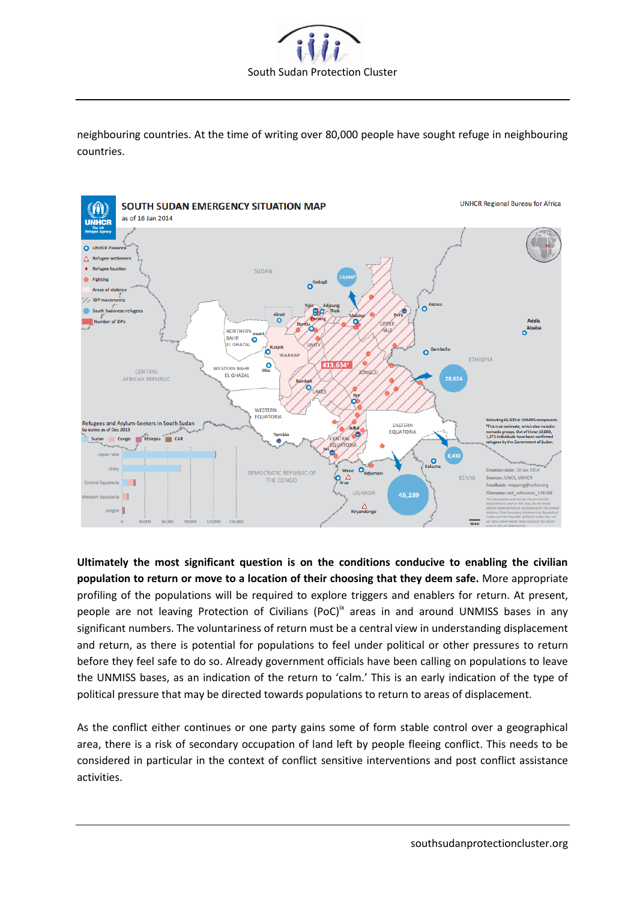neighbouring countries. At the time of writing over 80,000 people have sought refuge in neighbouring countries.

SOUTH SUDAN EMERGENCY SITUATION MAP
as of 16 Jan 2014

UNHCR Regional Bureau for Africa

UNHCR Presence
Refugee settlement
Refugee location
Fighting
Areas of violence
IDP movements
South Sudanese refugees
Number of IDPs

SUDAN
Kadugli
10,000[b]
Yida
Adjoung Thok
Abyei
Pariang
Malakal
Bentiu
Renk
Asosa
Addis Ababa
NORTHERN BAHR EL GHAZAL
Aweil
UPPER NILE
UNITY
Kuajok
WARRAP
Gambella
ETHIOPIA
CENTRAL AFRICAN REPUBLIC
WESTERN BAHR EL GHAZAL
Wau
413,634[a]
JONGLEI
20,624
Rumbek
LAKES
Bor
WESTERN EQUATORIA
Juba
EASTERN EQUATORIA
Yambio
CENTRAL EQUATORIA
Yei
8,430
Kakuma
KENYA
Rhino
Adjumani
Arua
DEMOCRATIC REPUBLIC OF THE CONGO
UGANDA
45,239
Kiryandongo

Refugees and Asylum-Seekers in South Sudan by states as of Dec 2013
Sudan
Congo
Ethiopia
CAR
Upper Nile
Unity
Central Equatoria
Western Equatoria
Jonglei
0
30,000
60,000
90,000
120,000
150,000

[a]Including 65,500 at UNMISS compounds
[b]This is an estimate, which also includes nomadic groups. Out of these 10,000, 1,371 individuals have been confirmed refugees by the Government of Sudan.

Creation date: 16 Jan 2014
Sources: UNCS, UNHCR
Feedback: mapping@unhcr.org
Filename: ssd_reference_140108

**Ultimately the most significant question is on the conditions conducive to enabling the civilian population to return or move to a location of their choosing that they deem safe.** More appropriate profiling of the populations will be required to explore triggers and enablers for return. At present, people are not leaving Protection of Civilians (PoC)[ix] areas in and around UNMISS bases in any significant numbers. The voluntariness of return must be a central view in understanding displacement and return, as there is potential for populations to feel under political or other pressures to return before they feel safe to do so. Already government officials have been calling on populations to leave the UNMISS bases, as an indication of the return to 'calm.' This is an early indication of the type of political pressure that may be directed towards populations to return to areas of displacement.

As the conflict either continues or one party gains some of form stable control over a geographical area, there is a risk of secondary occupation of land left by people fleeing conflict. This needs to be considered in particular in the context of conflict sensitive interventions and post conflict assistance activities.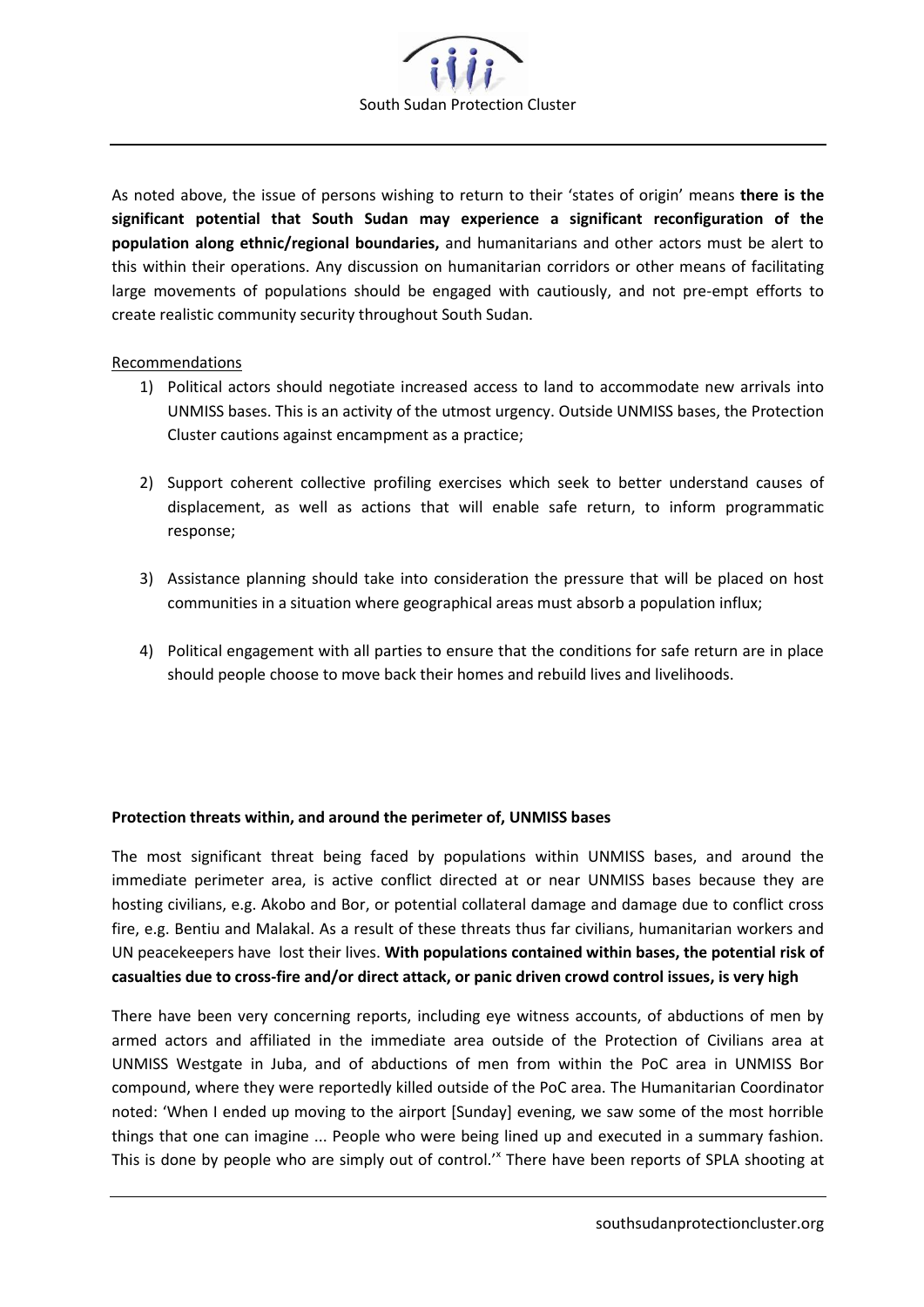As noted above, the issue of persons wishing to return to their 'states of origin' means **there is the significant potential that South Sudan may experience a significant reconfiguration of the population along ethnic/regional boundaries,** and humanitarians and other actors must be alert to this within their operations. Any discussion on humanitarian corridors or other means of facilitating large movements of populations should be engaged with cautiously, and not pre-empt efforts to create realistic community security throughout South Sudan.

Recommendations

1) Political actors should negotiate increased access to land to accommodate new arrivals into UNMISS bases. This is an activity of the utmost urgency. Outside UNMISS bases, the Protection Cluster cautions against encampment as a practice;

2) Support coherent collective profiling exercises which seek to better understand causes of displacement, as well as actions that will enable safe return, to inform programmatic response;

3) Assistance planning should take into consideration the pressure that will be placed on host communities in a situation where geographical areas must absorb a population influx;

4) Political engagement with all parties to ensure that the conditions for safe return are in place should people choose to move back their homes and rebuild lives and livelihoods.

**Protection threats within, and around the perimeter of, UNMISS bases**

The most significant threat being faced by populations within UNMISS bases, and around the immediate perimeter area, is active conflict directed at or near UNMISS bases because they are hosting civilians, e.g. Akobo and Bor, or potential collateral damage and damage due to conflict cross fire, e.g. Bentiu and Malakal. As a result of these threats thus far civilians, humanitarian workers and UN peacekeepers have lost their lives. **With populations contained within bases, the potential risk of casualties due to cross-fire and/or direct attack, or panic driven crowd control issues, is very high**

There have been very concerning reports, including eye witness accounts, of abductions of men by armed actors and affiliated in the immediate area outside of the Protection of Civilians area at UNMISS Westgate in Juba, and of abductions of men from within the PoC area in UNMISS Bor compound, where they were reportedly killed outside of the PoC area. The Humanitarian Coordinator noted: 'When I ended up moving to the airport [Sunday] evening, we saw some of the most horrible things that one can imagine ... People who were being lined up and executed in a summary fashion. This is done by people who are simply out of control.'[x] There have been reports of SPLA shooting at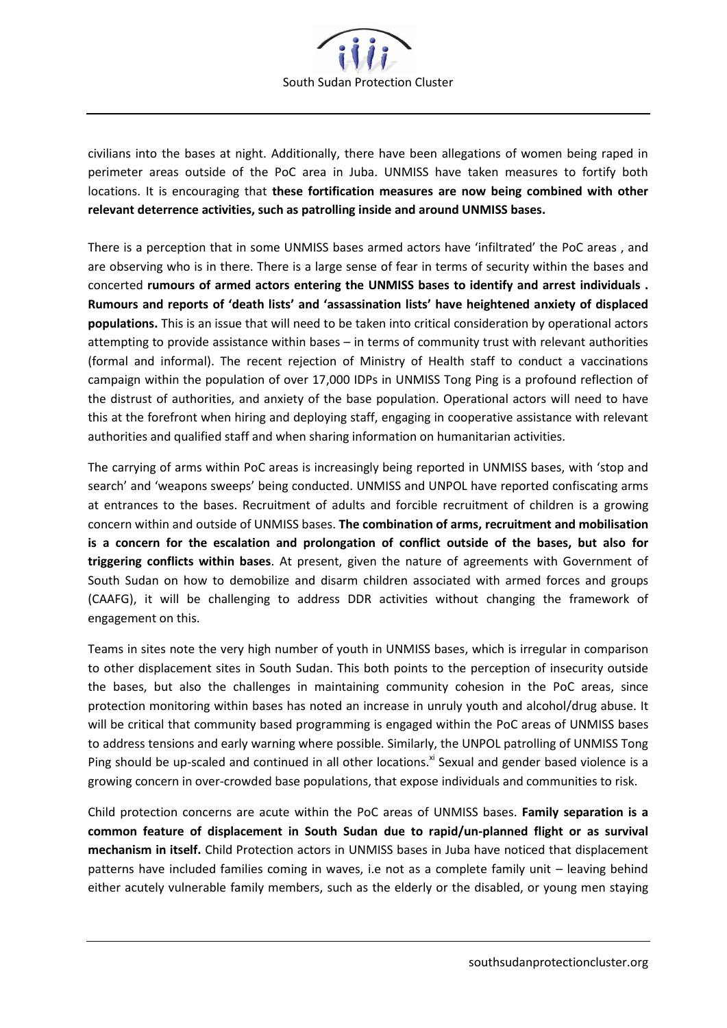civilians into the bases at night. Additionally, there have been allegations of women being raped in perimeter areas outside of the PoC area in Juba. UNMISS have taken measures to fortify both locations. It is encouraging that **these fortification measures are now being combined with other relevant deterrence activities, such as patrolling inside and around UNMISS bases.**

There is a perception that in some UNMISS bases armed actors have 'infiltrated' the PoC areas , and are observing who is in there. There is a large sense of fear in terms of security within the bases and concerted **rumours of armed actors entering the UNMISS bases to identify and arrest individuals . Rumours and reports of 'death lists' and 'assassination lists' have heightened anxiety of displaced populations.** This is an issue that will need to be taken into critical consideration by operational actors attempting to provide assistance within bases – in terms of community trust with relevant authorities (formal and informal). The recent rejection of Ministry of Health staff to conduct a vaccinations campaign within the population of over 17,000 IDPs in UNMISS Tong Ping is a profound reflection of the distrust of authorities, and anxiety of the base population. Operational actors will need to have this at the forefront when hiring and deploying staff, engaging in cooperative assistance with relevant authorities and qualified staff and when sharing information on humanitarian activities.

The carrying of arms within PoC areas is increasingly being reported in UNMISS bases, with 'stop and search' and 'weapons sweeps' being conducted. UNMISS and UNPOL have reported confiscating arms at entrances to the bases. Recruitment of adults and forcible recruitment of children is a growing concern within and outside of UNMISS bases. **The combination of arms, recruitment and mobilisation is a concern for the escalation and prolongation of conflict outside of the bases, but also for triggering conflicts within bases**. At present, given the nature of agreements with Government of South Sudan on how to demobilize and disarm children associated with armed forces and groups (CAAFG), it will be challenging to address DDR activities without changing the framework of engagement on this.

Teams in sites note the very high number of youth in UNMISS bases, which is irregular in comparison to other displacement sites in South Sudan. This both points to the perception of insecurity outside the bases, but also the challenges in maintaining community cohesion in the PoC areas, since protection monitoring within bases has noted an increase in unruly youth and alcohol/drug abuse. It will be critical that community based programming is engaged within the PoC areas of UNMISS bases to address tensions and early warning where possible. Similarly, the UNPOL patrolling of UNMISS Tong Ping should be up-scaled and continued in all other locations.[xi] Sexual and gender based violence is a growing concern in over-crowded base populations, that expose individuals and communities to risk.

Child protection concerns are acute within the PoC areas of UNMISS bases. **Family separation is a common feature of displacement in South Sudan due to rapid/un-planned flight or as survival mechanism in itself.** Child Protection actors in UNMISS bases in Juba have noticed that displacement patterns have included families coming in waves, i.e not as a complete family unit – leaving behind either acutely vulnerable family members, such as the elderly or the disabled, or young men staying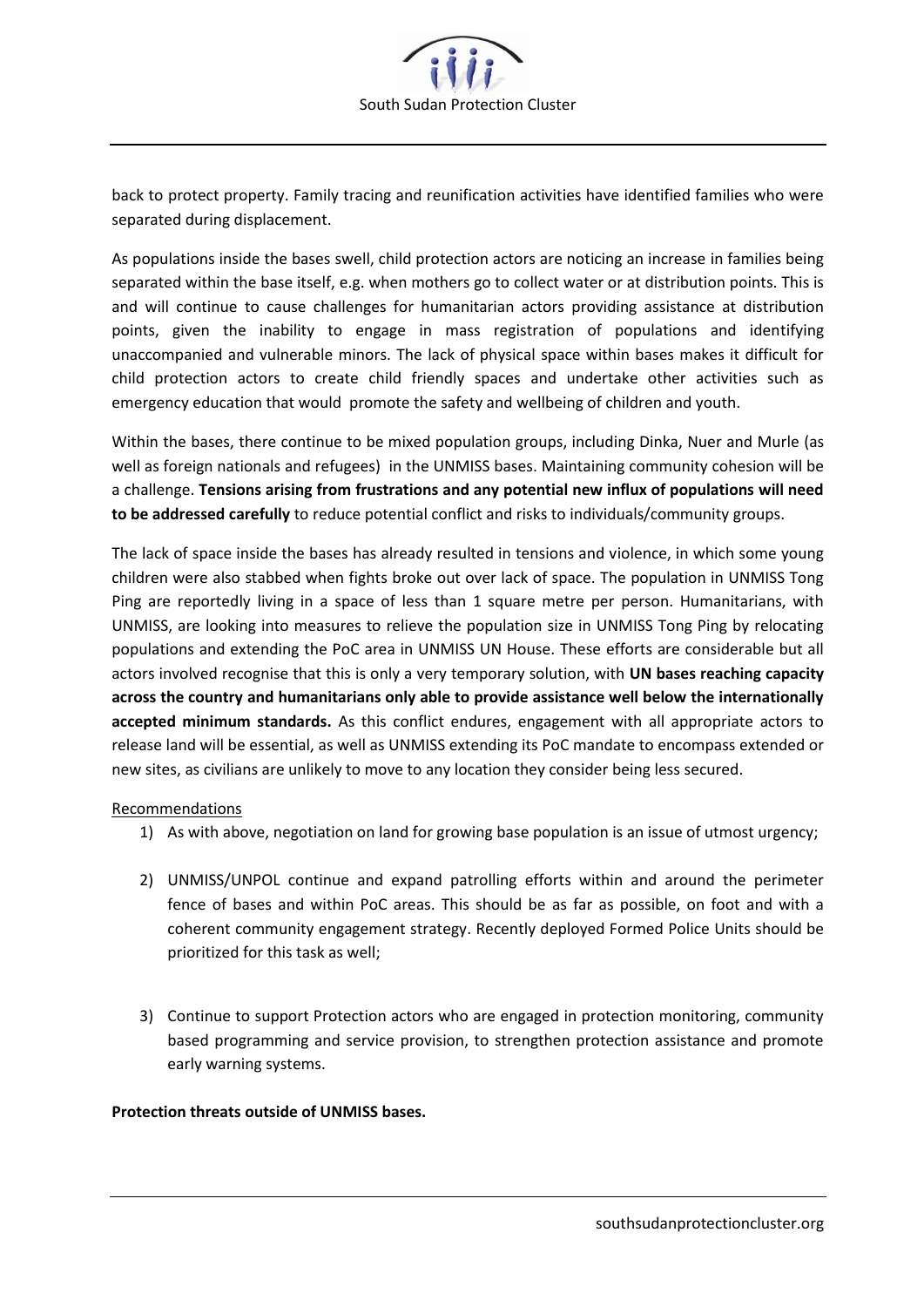back to protect property. Family tracing and reunification activities have identified families who were separated during displacement.

As populations inside the bases swell, child protection actors are noticing an increase in families being separated within the base itself, e.g. when mothers go to collect water or at distribution points. This is and will continue to cause challenges for humanitarian actors providing assistance at distribution points, given the inability to engage in mass registration of populations and identifying unaccompanied and vulnerable minors. The lack of physical space within bases makes it difficult for child protection actors to create child friendly spaces and undertake other activities such as emergency education that would promote the safety and wellbeing of children and youth.

Within the bases, there continue to be mixed population groups, including Dinka, Nuer and Murle (as well as foreign nationals and refugees) in the UNMISS bases. Maintaining community cohesion will be a challenge. **Tensions arising from frustrations and any potential new influx of populations will need to be addressed carefully** to reduce potential conflict and risks to individuals/community groups.

The lack of space inside the bases has already resulted in tensions and violence, in which some young children were also stabbed when fights broke out over lack of space. The population in UNMISS Tong Ping are reportedly living in a space of less than 1 square metre per person. Humanitarians, with UNMISS, are looking into measures to relieve the population size in UNMISS Tong Ping by relocating populations and extending the PoC area in UNMISS UN House. These efforts are considerable but all actors involved recognise that this is only a very temporary solution, with **UN bases reaching capacity across the country and humanitarians only able to provide assistance well below the internationally accepted minimum standards.** As this conflict endures, engagement with all appropriate actors to release land will be essential, as well as UNMISS extending its PoC mandate to encompass extended or new sites, as civilians are unlikely to move to any location they consider being less secured.

Recommendations

1) As with above, negotiation on land for growing base population is an issue of utmost urgency;

2) UNMISS/UNPOL continue and expand patrolling efforts within and around the perimeter fence of bases and within PoC areas. This should be as far as possible, on foot and with a coherent community engagement strategy. Recently deployed Formed Police Units should be prioritized for this task as well;

3) Continue to support Protection actors who are engaged in protection monitoring, community based programming and service provision, to strengthen protection assistance and promote early warning systems.

**Protection threats outside of UNMISS bases.**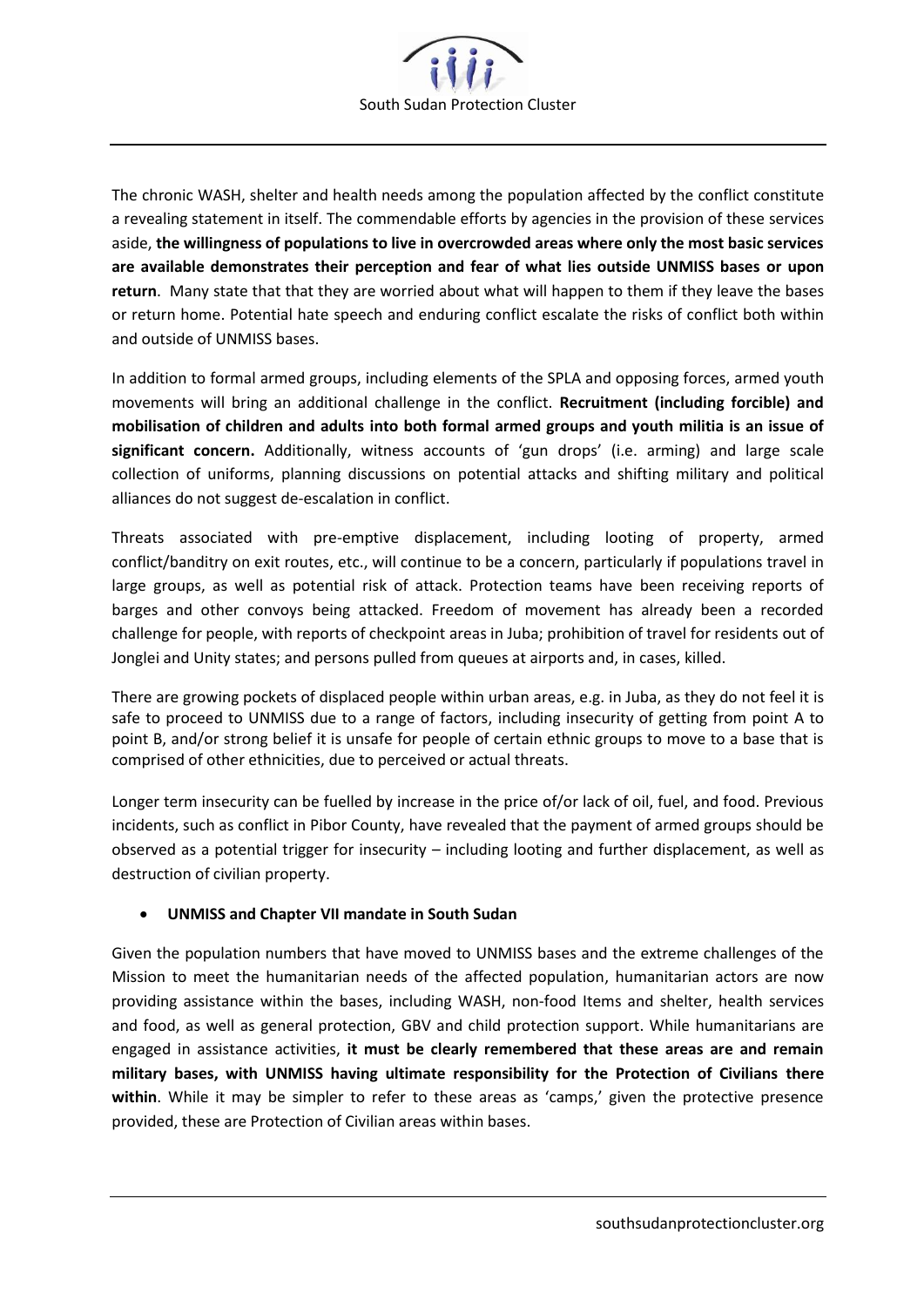The chronic WASH, shelter and health needs among the population affected by the conflict constitute a revealing statement in itself. The commendable efforts by agencies in the provision of these services aside, **the willingness of populations to live in overcrowded areas where only the most basic services are available demonstrates their perception and fear of what lies outside UNMISS bases or upon return**. Many state that that they are worried about what will happen to them if they leave the bases or return home. Potential hate speech and enduring conflict escalate the risks of conflict both within and outside of UNMISS bases.

In addition to formal armed groups, including elements of the SPLA and opposing forces, armed youth movements will bring an additional challenge in the conflict. **Recruitment (including forcible) and mobilisation of children and adults into both formal armed groups and youth militia is an issue of significant concern.** Additionally, witness accounts of 'gun drops' (i.e. arming) and large scale collection of uniforms, planning discussions on potential attacks and shifting military and political alliances do not suggest de-escalation in conflict.

Threats associated with pre-emptive displacement, including looting of property, armed conflict/banditry on exit routes, etc., will continue to be a concern, particularly if populations travel in large groups, as well as potential risk of attack. Protection teams have been receiving reports of barges and other convoys being attacked. Freedom of movement has already been a recorded challenge for people, with reports of checkpoint areas in Juba; prohibition of travel for residents out of Jonglei and Unity states; and persons pulled from queues at airports and, in cases, killed.

There are growing pockets of displaced people within urban areas, e.g. in Juba, as they do not feel it is safe to proceed to UNMISS due to a range of factors, including insecurity of getting from point A to point B, and/or strong belief it is unsafe for people of certain ethnic groups to move to a base that is comprised of other ethnicities, due to perceived or actual threats.

Longer term insecurity can be fuelled by increase in the price of/or lack of oil, fuel, and food. Previous incidents, such as conflict in Pibor County, have revealed that the payment of armed groups should be observed as a potential trigger for insecurity – including looting and further displacement, as well as destruction of civilian property.

- **UNMISS and Chapter VII mandate in South Sudan**

Given the population numbers that have moved to UNMISS bases and the extreme challenges of the Mission to meet the humanitarian needs of the affected population, humanitarian actors are now providing assistance within the bases, including WASH, non-food Items and shelter, health services and food, as well as general protection, GBV and child protection support. While humanitarians are engaged in assistance activities, **it must be clearly remembered that these areas are and remain military bases, with UNMISS having ultimate responsibility for the Protection of Civilians there within**. While it may be simpler to refer to these areas as 'camps,' given the protective presence provided, these are Protection of Civilian areas within bases.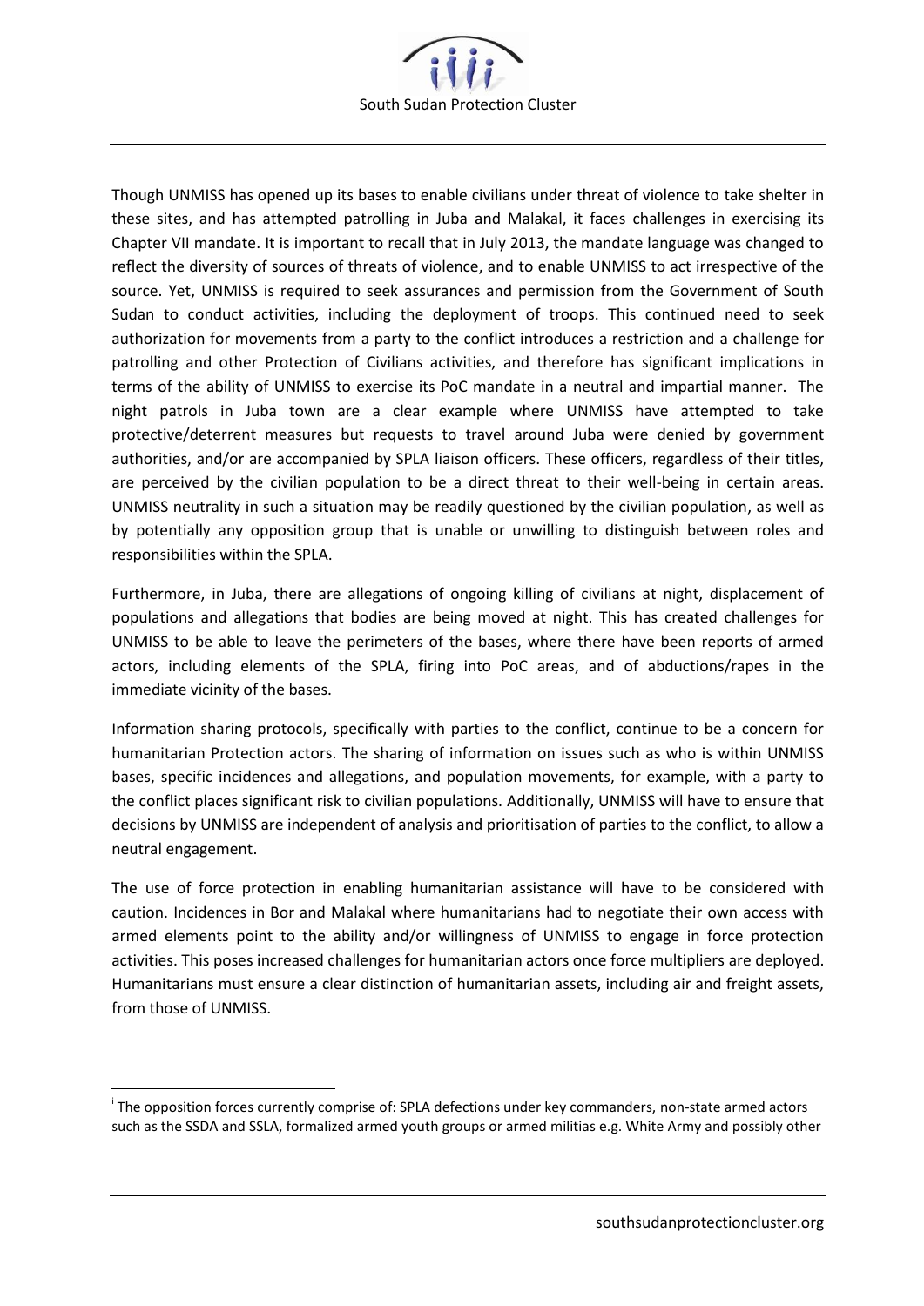Though UNMISS has opened up its bases to enable civilians under threat of violence to take shelter in these sites, and has attempted patrolling in Juba and Malakal, it faces challenges in exercising its Chapter VII mandate. It is important to recall that in July 2013, the mandate language was changed to reflect the diversity of sources of threats of violence, and to enable UNMISS to act irrespective of the source. Yet, UNMISS is required to seek assurances and permission from the Government of South Sudan to conduct activities, including the deployment of troops. This continued need to seek authorization for movements from a party to the conflict introduces a restriction and a challenge for patrolling and other Protection of Civilians activities, and therefore has significant implications in terms of the ability of UNMISS to exercise its PoC mandate in a neutral and impartial manner. The night patrols in Juba town are a clear example where UNMISS have attempted to take protective/deterrent measures but requests to travel around Juba were denied by government authorities, and/or are accompanied by SPLA liaison officers. These officers, regardless of their titles, are perceived by the civilian population to be a direct threat to their well-being in certain areas. UNMISS neutrality in such a situation may be readily questioned by the civilian population, as well as by potentially any opposition group that is unable or unwilling to distinguish between roles and responsibilities within the SPLA.

Furthermore, in Juba, there are allegations of ongoing killing of civilians at night, displacement of populations and allegations that bodies are being moved at night. This has created challenges for UNMISS to be able to leave the perimeters of the bases, where there have been reports of armed actors, including elements of the SPLA, firing into PoC areas, and of abductions/rapes in the immediate vicinity of the bases.

Information sharing protocols, specifically with parties to the conflict, continue to be a concern for humanitarian Protection actors. The sharing of information on issues such as who is within UNMISS bases, specific incidences and allegations, and population movements, for example, with a party to the conflict places significant risk to civilian populations. Additionally, UNMISS will have to ensure that decisions by UNMISS are independent of analysis and prioritisation of parties to the conflict, to allow a neutral engagement.

The use of force protection in enabling humanitarian assistance will have to be considered with caution. Incidences in Bor and Malakal where humanitarians had to negotiate their own access with armed elements point to the ability and/or willingness of UNMISS to engage in force protection activities. This poses increased challenges for humanitarian actors once force multipliers are deployed. Humanitarians must ensure a clear distinction of humanitarian assets, including air and freight assets, from those of UNMISS.

---

[i] The opposition forces currently comprise of: SPLA defections under key commanders, non-state armed actors such as the SSDA and SSLA, formalized armed youth groups or armed militias e.g. White Army and possibly other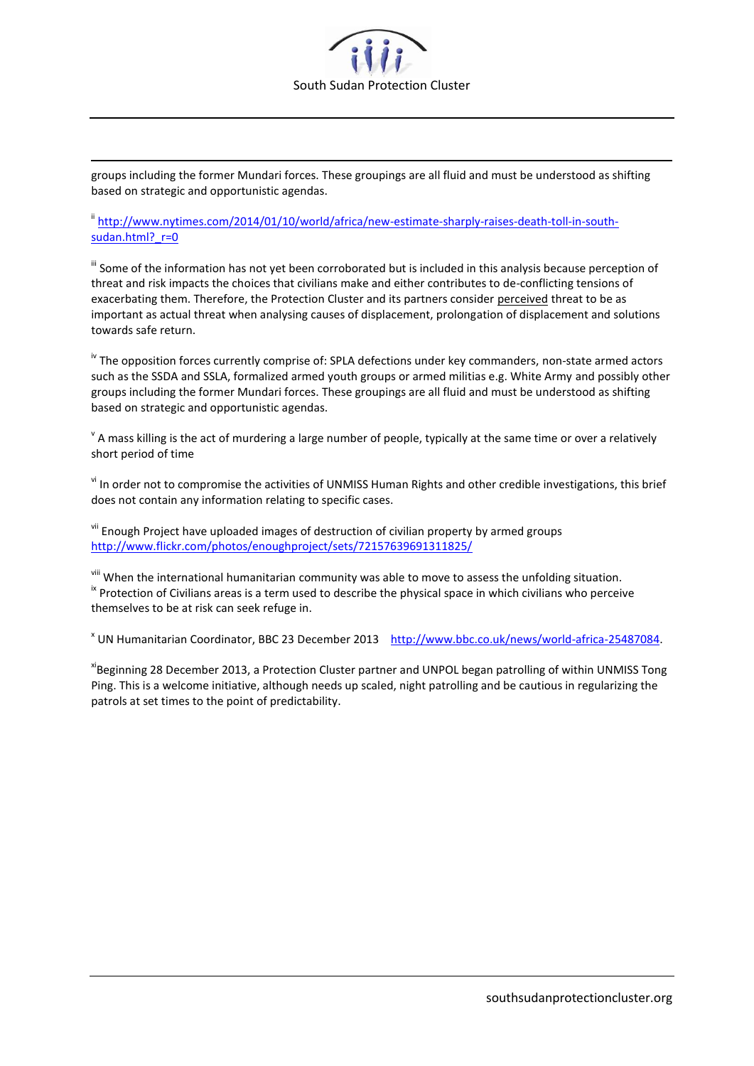groups including the former Mundari forces. These groupings are all fluid and must be understood as shifting based on strategic and opportunistic agendas.

[ii] http://www.nytimes.com/2014/01/10/world/africa/new-estimate-sharply-raises-death-toll-in-south-sudan.html?_r=0

[iii] Some of the information has not yet been corroborated but is included in this analysis because perception of threat and risk impacts the choices that civilians make and either contributes to de-conflicting tensions of exacerbating them. Therefore, the Protection Cluster and its partners consider perceived threat to be as important as actual threat when analysing causes of displacement, prolongation of displacement and solutions towards safe return.

[iv] The opposition forces currently comprise of: SPLA defections under key commanders, non-state armed actors such as the SSDA and SSLA, formalized armed youth groups or armed militias e.g. White Army and possibly other groups including the former Mundari forces. These groupings are all fluid and must be understood as shifting based on strategic and opportunistic agendas.

[v] A mass killing is the act of murdering a large number of people, typically at the same time or over a relatively short period of time

[vi] In order not to compromise the activities of UNMISS Human Rights and other credible investigations, this brief does not contain any information relating to specific cases.

[vii] Enough Project have uploaded images of destruction of civilian property by armed groups http://www.flickr.com/photos/enoughproject/sets/72157639691311825/

[viii] When the international humanitarian community was able to move to assess the unfolding situation.

[ix] Protection of Civilians areas is a term used to describe the physical space in which civilians who perceive themselves to be at risk can seek refuge in.

[x] UN Humanitarian Coordinator, BBC 23 December 2013 http://www.bbc.co.uk/news/world-africa-25487084.

[xi] Beginning 28 December 2013, a Protection Cluster partner and UNPOL began patrolling of within UNMISS Tong Ping. This is a welcome initiative, although needs up scaled, night patrolling and be cautious in regularizing the patrols at set times to the point of predictability.